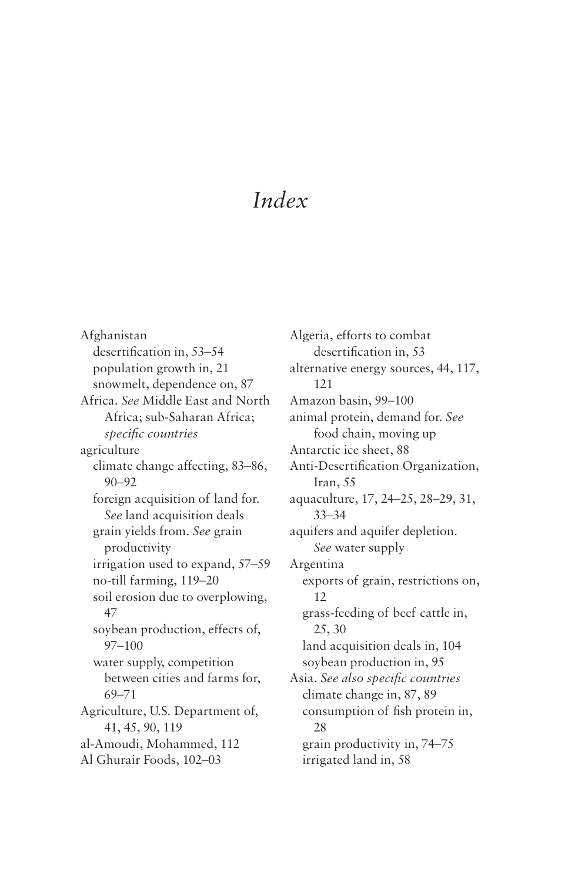# Index

Afghanistan
  desertification in, 53–54
  population growth in, 21
  snowmelt, dependence on, 87
Africa. *See* Middle East and North Africa; sub-Saharan Africa; *specific countries*
agriculture
  climate change affecting, 83–86, 90–92
  foreign acquisition of land for. *See* land acquisition deals
  grain yields from. *See* grain productivity
  irrigation used to expand, 57–59
  no-till farming, 119–20
  soil erosion due to overplowing, 47
  soybean production, effects of, 97–100
  water supply, competition between cities and farms for, 69–71
Agriculture, U.S. Department of, 41, 45, 90, 119
al-Amoudi, Mohammed, 112
Al Ghurair Foods, 102–03
Algeria, efforts to combat desertification in, 53
alternative energy sources, 44, 117, 121
Amazon basin, 99–100
animal protein, demand for. *See* food chain, moving up
Antarctic ice sheet, 88
Anti-Desertification Organization, Iran, 55
aquaculture, 17, 24–25, 28–29, 31, 33–34
aquifers and aquifer depletion. *See* water supply
Argentina
  exports of grain, restrictions on, 12
  grass-feeding of beef cattle in, 25, 30
  land acquisition deals in, 104
  soybean production in, 95
Asia. *See also specific countries*
  climate change in, 87, 89
  consumption of fish protein in, 28
  grain productivity in, 74–75
  irrigated land in, 58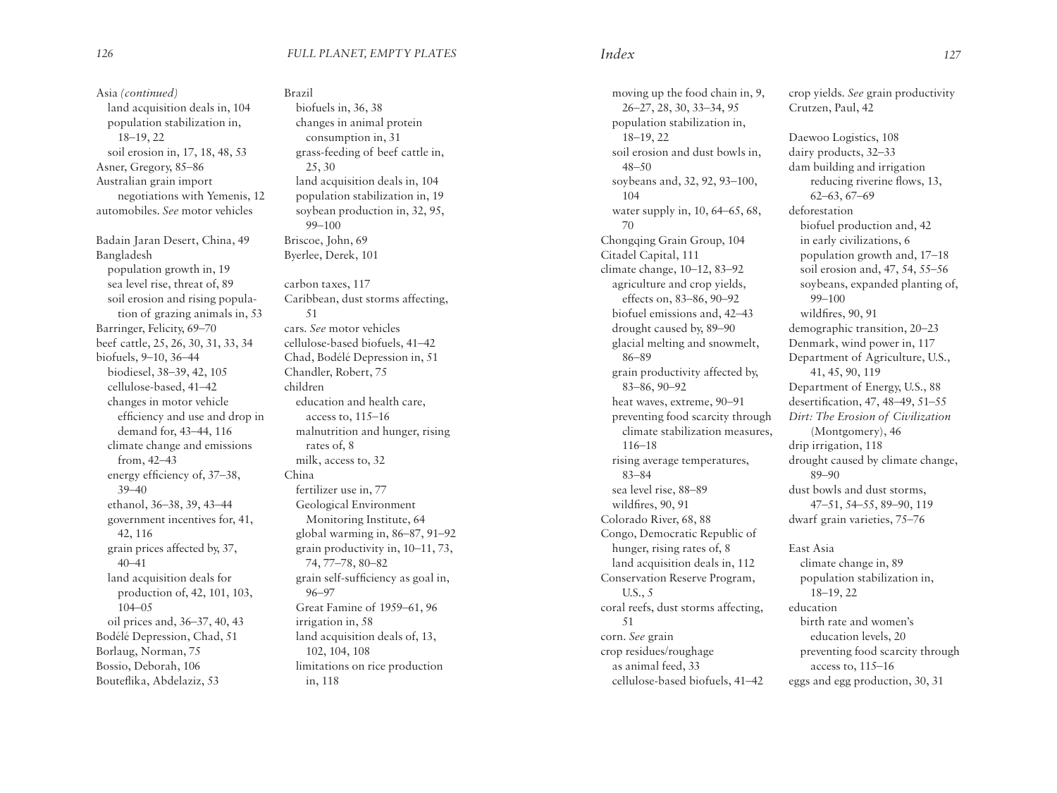Asia *(continued)*
- land acquisition deals in, 104
- population stabilization in, 18–19, 22
- soil erosion in, 17, 18, 48, 53

Asner, Gregory, 85–86
Australian grain import negotiations with Yemenis, 12
automobiles. *See* motor vehicles

Badain Jaran Desert, China, 49
Bangladesh
- population growth in, 19
- sea level rise, threat of, 89
- soil erosion and rising population of grazing animals in, 53

Barringer, Felicity, 69–70
beef cattle, 25, 26, 30, 31, 33, 34
biofuels, 9–10, 36–44
- biodiesel, 38–39, 42, 105
- cellulose-based, 41–42
- changes in motor vehicle efficiency and use and drop in demand for, 43–44, 116
- climate change and emissions from, 42–43
- energy efficiency of, 37–38, 39–40
- ethanol, 36–38, 39, 43–44
- government incentives for, 41, 42, 116
- grain prices affected by, 37, 40–41
- land acquisition deals for production of, 42, 101, 103, 104–05
- oil prices and, 36–37, 40, 43

Bodélé Depression, Chad, 51
Borlaug, Norman, 75
Bossio, Deborah, 106
Bouteflika, Abdelaziz, 53
Brazil
- biofuels in, 36, 38
- changes in animal protein consumption in, 31
- grass-feeding of beef cattle in, 25, 30
- land acquisition deals in, 104
- population stabilization in, 19
- soybean production in, 32, 95, 99–100

Briscoe, John, 69
Byerlee, Derek, 101

carbon taxes, 117
Caribbean, dust storms affecting, 51
cars. *See* motor vehicles
cellulose-based biofuels, 41–42
Chad, Bodélé Depression in, 51
Chandler, Robert, 75
children
- education and health care, access to, 115–16
- malnutrition and hunger, rising rates of, 8
- milk, access to, 32

China
- fertilizer use in, 77
- Geological Environment Monitoring Institute, 64
- global warming in, 86–87, 91–92
- grain productivity in, 10–11, 73, 74, 77–78, 80–82
- grain self-sufficiency as goal in, 96–97
- Great Famine of 1959–61, 96
- irrigation in, 58
- land acquisition deals of, 13, 102, 104, 108
- limitations on rice production in, 118
- moving up the food chain in, 9, 26–27, 28, 30, 33–34, 95
- population stabilization in, 18–19, 22
- soil erosion and dust bowls in, 48–50
- soybeans and, 32, 92, 93–100, 104
- water supply in, 10, 64–65, 68, 70

Chongqing Grain Group, 104
Citadel Capital, 111
climate change, 10–12, 83–92
- agriculture and crop yields, effects on, 83–86, 90–92
- biofuel emissions and, 42–43
- drought caused by, 89–90
- glacial melting and snowmelt, 86–89
- grain productivity affected by, 83–86, 90–92
- heat waves, extreme, 90–91
- preventing food scarcity through climate stabilization measures, 116–18
- rising average temperatures, 83–84
- sea level rise, 88–89
- wildfires, 90, 91

Colorado River, 68, 88
Congo, Democratic Republic of
- hunger, rising rates of, 8
- land acquisition deals in, 112

Conservation Reserve Program, U.S., 5
coral reefs, dust storms affecting, 51
corn. *See* grain
crop residues/roughage
- as animal feed, 33
- cellulose-based biofuels, 41–42

crop yields. *See* grain productivity
Crutzen, Paul, 42

Daewoo Logistics, 108
dairy products, 32–33
dam building and irrigation reducing riverine flows, 13, 62–63, 67–69
deforestation
- biofuel production and, 42
- in early civilizations, 6
- population growth and, 17–18
- soil erosion and, 47, 54, 55–56
- soybeans, expanded planting of, 99–100
- wildfires, 90, 91

demographic transition, 20–23
Denmark, wind power in, 117
Department of Agriculture, U.S., 41, 45, 90, 119
Department of Energy, U.S., 88
desertification, 47, 48–49, 51–55
*Dirt: The Erosion of Civilization* (Montgomery), 46
drip irrigation, 118
drought caused by climate change, 89–90
dust bowls and dust storms, 47–51, 54–55, 89–90, 119
dwarf grain varieties, 75–76

East Asia
- climate change in, 89
- population stabilization in, 18–19, 22

education
- birth rate and women's education levels, 20
- preventing food scarcity through access to, 115–16

eggs and egg production, 30, 31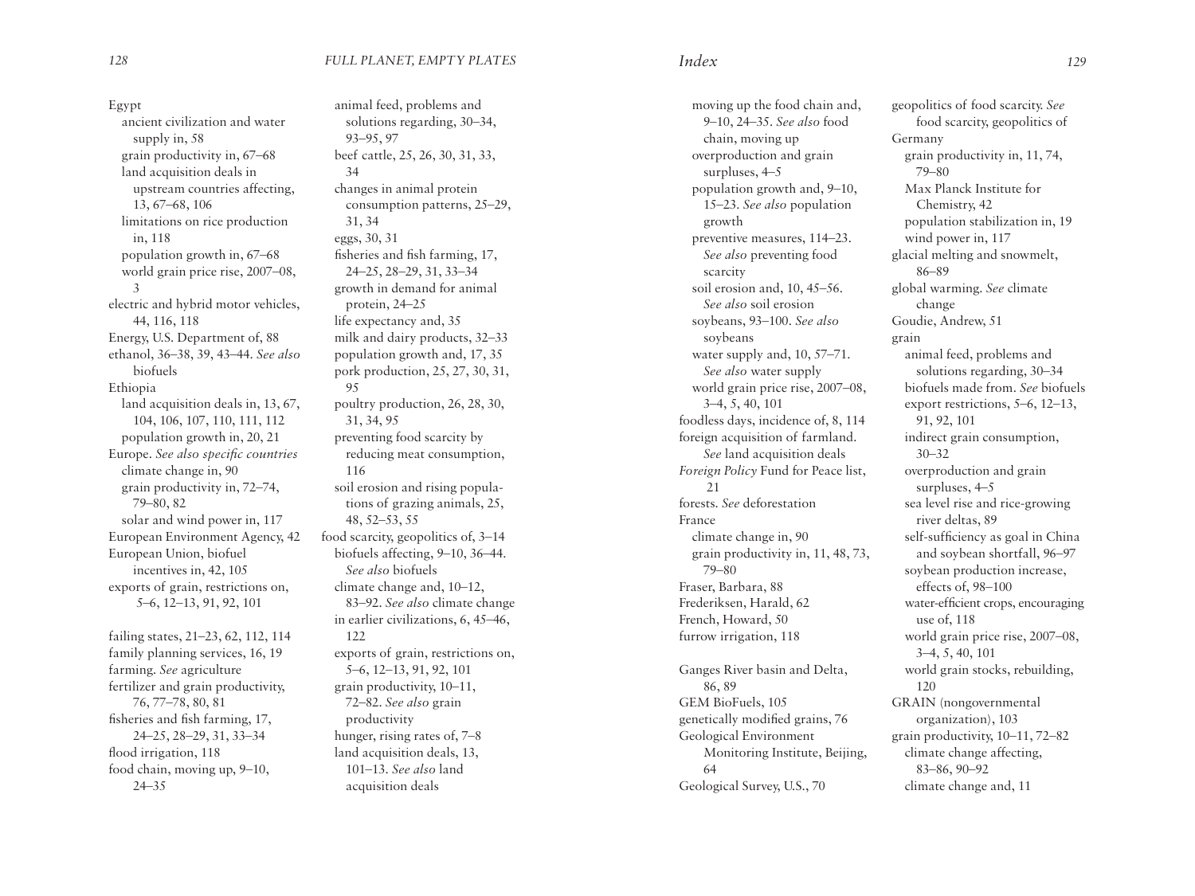Egypt
- ancient civilization and water supply in, 58
- grain productivity in, 67–68
- land acquisition deals in upstream countries affecting, 13, 67–68, 106
- limitations on rice production in, 118
- population growth in, 67–68
- world grain price rise, 2007–08, 3

electric and hybrid motor vehicles, 44, 116, 118

Energy, U.S. Department of, 88

ethanol, 36–38, 39, 43–44. *See also* biofuels

Ethiopia
- land acquisition deals in, 13, 67, 104, 106, 107, 110, 111, 112
- population growth in, 20, 21

Europe. *See also specific countries*
- climate change in, 90
- grain productivity in, 72–74, 79–80, 82
- solar and wind power in, 117

European Environment Agency, 42

European Union, biofuel incentives in, 42, 105

exports of grain, restrictions on, 5–6, 12–13, 91, 92, 101

failing states, 21–23, 62, 112, 114

family planning services, 16, 19

farming. *See* agriculture

fertilizer and grain productivity, 76, 77–78, 80, 81

fisheries and fish farming, 17, 24–25, 28–29, 31, 33–34

flood irrigation, 118

food chain, moving up, 9–10, 24–35
- animal feed, problems and solutions regarding, 30–34, 93–95, 97
- beef cattle, 25, 26, 30, 31, 33, 34
- changes in animal protein consumption patterns, 25–29, 31, 34
- eggs, 30, 31
- fisheries and fish farming, 17, 24–25, 28–29, 31, 33–34
- growth in demand for animal protein, 24–25
- life expectancy and, 35
- milk and dairy products, 32–33
- population growth and, 17, 35
- pork production, 25, 27, 30, 31, 95
- poultry production, 26, 28, 30, 31, 34, 95
- preventing food scarcity by reducing meat consumption, 116
- soil erosion and rising populations of grazing animals, 25, 48, 52–53, 55

food scarcity, geopolitics of, 3–14
- biofuels affecting, 9–10, 36–44. *See also* biofuels
- climate change and, 10–12, 83–92. *See also* climate change
- in earlier civilizations, 6, 45–46, 122
- exports of grain, restrictions on, 5–6, 12–13, 91, 92, 101
- grain productivity, 10–11, 72–82. *See also* grain productivity
- hunger, rising rates of, 7–8
- land acquisition deals, 13, 101–13. *See also* land acquisition deals
- moving up the food chain and, 9–10, 24–35. *See also* food chain, moving up
- overproduction and grain surpluses, 4–5
- population growth and, 9–10, 15–23. *See also* population growth
- preventive measures, 114–23. *See also* preventing food scarcity
- soil erosion and, 10, 45–56. *See also* soil erosion
- soybeans, 93–100. *See also* soybeans
- water supply and, 10, 57–71. *See also* water supply
- world grain price rise, 2007–08, 3–4, 5, 40, 101

foodless days, incidence of, 8, 114

foreign acquisition of farmland. *See* land acquisition deals

*Foreign Policy* Fund for Peace list, 21

forests. *See* deforestation

France
- climate change in, 90
- grain productivity in, 11, 48, 73, 79–80

Fraser, Barbara, 88

Frederiksen, Harald, 62

French, Howard, 50

furrow irrigation, 118

Ganges River basin and Delta, 86, 89

GEM BioFuels, 105

genetically modified grains, 76

Geological Environment Monitoring Institute, Beijing, 64

Geological Survey, U.S., 70

geopolitics of food scarcity. *See* food scarcity, geopolitics of

Germany
- grain productivity in, 11, 74, 79–80
- Max Planck Institute for Chemistry, 42
- population stabilization in, 19
- wind power in, 117

glacial melting and snowmelt, 86–89

global warming. *See* climate change

Goudie, Andrew, 51

grain
- animal feed, problems and solutions regarding, 30–34
- biofuels made from. *See* biofuels
- export restrictions, 5–6, 12–13, 91, 92, 101
- indirect grain consumption, 30–32
- overproduction and grain surpluses, 4–5
- sea level rise and rice-growing river deltas, 89
- self-sufficiency as goal in China and soybean shortfall, 96–97
- soybean production increase, effects of, 98–100
- water-efficient crops, encouraging use of, 118
- world grain price rise, 2007–08, 3–4, 5, 40, 101
- world grain stocks, rebuilding, 120

GRAIN (nongovernmental organization), 103

grain productivity, 10–11, 72–82
- climate change affecting, 83–86, 90–92
- climate change and, 11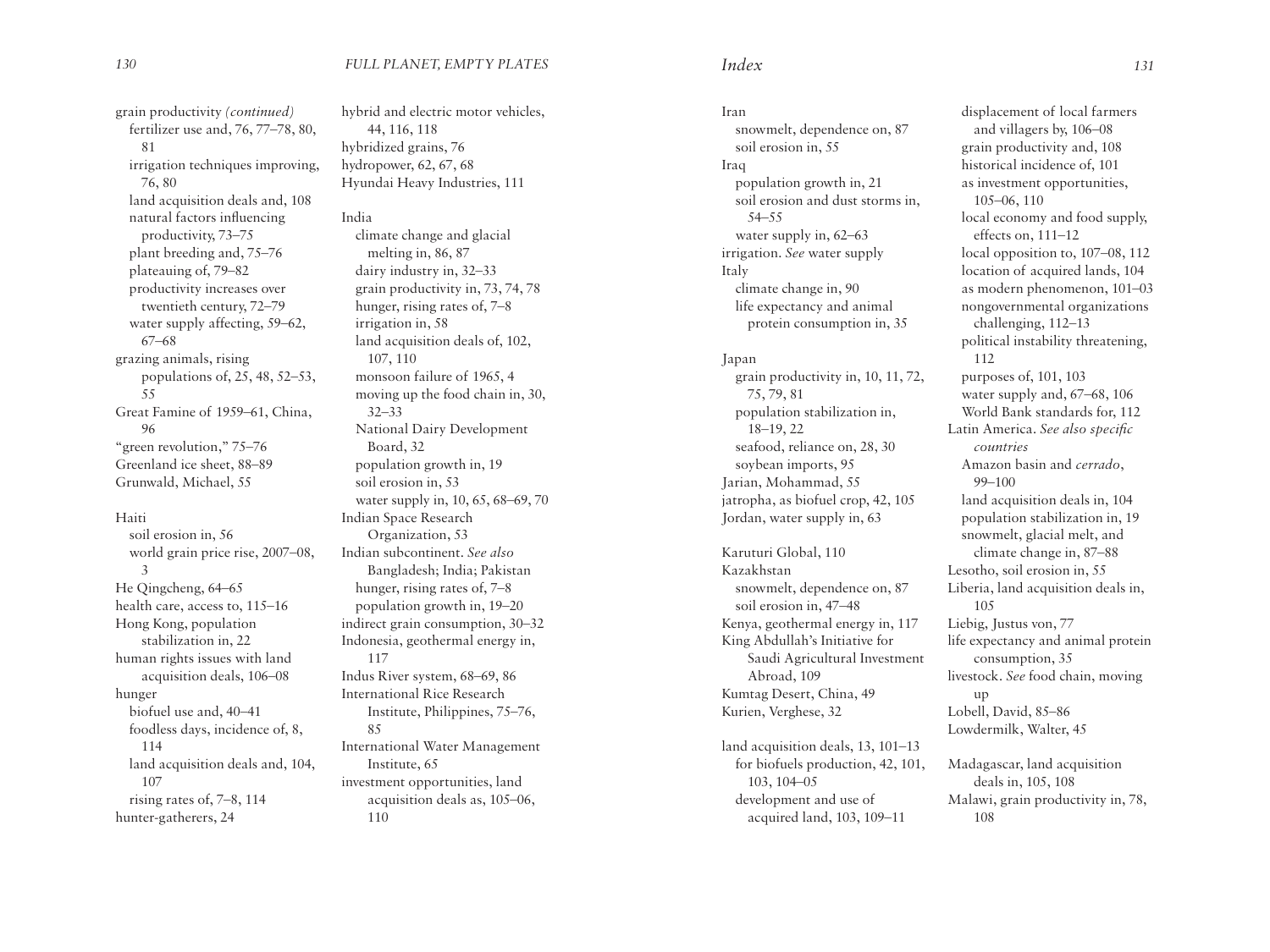grain productivity *(continued)*
- fertilizer use and, 76, 77–78, 80, 81
- irrigation techniques improving, 76, 80
- land acquisition deals and, 108
- natural factors influencing productivity, 73–75
- plant breeding and, 75–76
- plateauing of, 79–82
- productivity increases over twentieth century, 72–79
- water supply affecting, 59–62, 67–68

grazing animals, rising populations of, 25, 48, 52–53, 55
Great Famine of 1959–61, China, 96
"green revolution," 75–76
Greenland ice sheet, 88–89
Grunwald, Michael, 55

Haiti
- soil erosion in, 56
- world grain price rise, 2007–08, 3

He Qingcheng, 64–65
health care, access to, 115–16
Hong Kong, population stabilization in, 22
human rights issues with land acquisition deals, 106–08
hunger
- biofuel use and, 40–41
- foodless days, incidence of, 8, 114
- land acquisition deals and, 104, 107
- rising rates of, 7–8, 114

hunter-gatherers, 24
hybrid and electric motor vehicles, 44, 116, 118
hybridized grains, 76
hydropower, 62, 67, 68
Hyundai Heavy Industries, 111

India
- climate change and glacial melting in, 86, 87
- dairy industry in, 32–33
- grain productivity in, 73, 74, 78
- hunger, rising rates of, 7–8
- irrigation in, 58
- land acquisition deals of, 102, 107, 110
- monsoon failure of 1965, 4
- moving up the food chain in, 30, 32–33
- National Dairy Development Board, 32
- population growth in, 19
- soil erosion in, 53
- water supply in, 10, 65, 68–69, 70

Indian Space Research Organization, 53
Indian subcontinent. *See also* Bangladesh; India; Pakistan
- hunger, rising rates of, 7–8
- population growth in, 19–20

indirect grain consumption, 30–32
Indonesia, geothermal energy in, 117
Indus River system, 68–69, 86
International Rice Research Institute, Philippines, 75–76, 85
International Water Management Institute, 65
investment opportunities, land acquisition deals as, 105–06, 110

Iran
- snowmelt, dependence on, 87
- soil erosion in, 55

Iraq
- population growth in, 21
- soil erosion and dust storms in, 54–55
- water supply in, 62–63

irrigation. *See* water supply
Italy
- climate change in, 90
- life expectancy and animal protein consumption in, 35

Japan
- grain productivity in, 10, 11, 72, 75, 79, 81
- population stabilization in, 18–19, 22
- seafood, reliance on, 28, 30
- soybean imports, 95

Jarian, Mohammad, 55
jatropha, as biofuel crop, 42, 105
Jordan, water supply in, 63

Karuturi Global, 110
Kazakhstan
- snowmelt, dependence on, 87
- soil erosion in, 47–48

Kenya, geothermal energy in, 117
King Abdullah's Initiative for Saudi Agricultural Investment Abroad, 109
Kumtag Desert, China, 49
Kurien, Verghese, 32

land acquisition deals, 13, 101–13
- for biofuels production, 42, 101, 103, 104–05
- development and use of acquired land, 103, 109–11
- displacement of local farmers and villagers by, 106–08
- grain productivity and, 108
- historical incidence of, 101
- as investment opportunities, 105–06, 110
- local economy and food supply, effects on, 111–12
- local opposition to, 107–08, 112
- location of acquired lands, 104
- as modern phenomenon, 101–03
- nongovernmental organizations challenging, 112–13
- political instability threatening, 112
- purposes of, 101, 103
- water supply and, 67–68, 106
- World Bank standards for, 112

Latin America. *See also specific countries*
- Amazon basin and *cerrado*, 99–100
- land acquisition deals in, 104
- population stabilization in, 19
- snowmelt, glacial melt, and climate change in, 87–88

Lesotho, soil erosion in, 55
Liberia, land acquisition deals in, 105
Liebig, Justus von, 77
life expectancy and animal protein consumption, 35
livestock. *See* food chain, moving up
Lobell, David, 85–86
Lowdermilk, Walter, 45

Madagascar, land acquisition deals in, 105, 108
Malawi, grain productivity in, 78, 108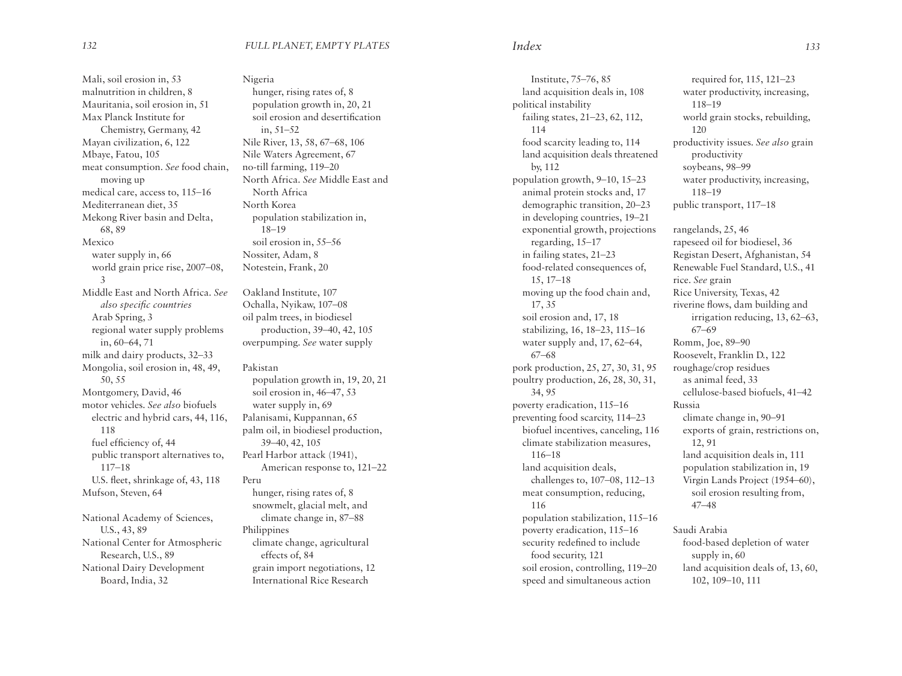Mali, soil erosion in, 53
malnutrition in children, 8
Mauritania, soil erosion in, 51
Max Planck Institute for Chemistry, Germany, 42
Mayan civilization, 6, 122
Mbaye, Fatou, 105
meat consumption. *See* food chain, moving up
medical care, access to, 115–16
Mediterranean diet, 35
Mekong River basin and Delta, 68, 89
Mexico
  water supply in, 66
  world grain price rise, 2007–08, 3
Middle East and North Africa. *See also specific countries*
  Arab Spring, 3
  regional water supply problems in, 60–64, 71
milk and dairy products, 32–33
Mongolia, soil erosion in, 48, 49, 50, 55
Montgomery, David, 46
motor vehicles. *See also* biofuels
  electric and hybrid cars, 44, 116, 118
  fuel efficiency of, 44
  public transport alternatives to, 117–18
  U.S. fleet, shrinkage of, 43, 118
Mufson, Steven, 64

National Academy of Sciences, U.S., 43, 89
National Center for Atmospheric Research, U.S., 89
National Dairy Development Board, India, 32
Nigeria
  hunger, rising rates of, 8
  population growth in, 20, 21
  soil erosion and desertification in, 51–52
Nile River, 13, 58, 67–68, 106
Nile Waters Agreement, 67
no-till farming, 119–20
North Africa. *See* Middle East and North Africa
North Korea
  population stabilization in, 18–19
  soil erosion in, 55–56
Nossiter, Adam, 8
Notestein, Frank, 20

Oakland Institute, 107
Ochalla, Nyikaw, 107–08
oil palm trees, in biodiesel production, 39–40, 42, 105
overpumping. *See* water supply

Pakistan
  population growth in, 19, 20, 21
  soil erosion in, 46–47, 53
  water supply in, 69
Palanisami, Kuppannan, 65
palm oil, in biodiesel production, 39–40, 42, 105
Pearl Harbor attack (1941), American response to, 121–22
Peru
  hunger, rising rates of, 8
  snowmelt, glacial melt, and climate change in, 87–88
Philippines
  climate change, agricultural effects of, 84
  grain import negotiations, 12
  International Rice Research Institute, 75–76, 85
  land acquisition deals in, 108
political instability
  failing states, 21–23, 62, 112, 114
  food scarcity leading to, 114
  land acquisition deals threatened by, 112
population growth, 9–10, 15–23
  animal protein stocks and, 17
  demographic transition, 20–23
  in developing countries, 19–21
  exponential growth, projections regarding, 15–17
  in failing states, 21–23
  food-related consequences of, 15, 17–18
  moving up the food chain and, 17, 35
  soil erosion and, 17, 18
  stabilizing, 16, 18–23, 115–16
  water supply and, 17, 62–64, 67–68
pork production, 25, 27, 30, 31, 95
poultry production, 26, 28, 30, 31, 34, 95
poverty eradication, 115–16
preventing food scarcity, 114–23
  biofuel incentives, canceling, 116
  climate stabilization measures, 116–18
  land acquisition deals, challenges to, 107–08, 112–13
  meat consumption, reducing, 116
  population stabilization, 115–16
  poverty eradication, 115–16
  security redefined to include food security, 121
  soil erosion, controlling, 119–20
  speed and simultaneous action required for, 115, 121–23
  water productivity, increasing, 118–19
  world grain stocks, rebuilding, 120
productivity issues. *See also* grain productivity
  soybeans, 98–99
  water productivity, increasing, 118–19
public transport, 117–18

rangelands, 25, 46
rapeseed oil for biodiesel, 36
Registan Desert, Afghanistan, 54
Renewable Fuel Standard, U.S., 41
rice. *See* grain
Rice University, Texas, 42
riverine flows, dam building and irrigation reducing, 13, 62–63, 67–69
Romm, Joe, 89–90
Roosevelt, Franklin D., 122
roughage/crop residues
  as animal feed, 33
  cellulose-based biofuels, 41–42
Russia
  climate change in, 90–91
  exports of grain, restrictions on, 12, 91
  land acquisition deals in, 111
  population stabilization in, 19
  Virgin Lands Project (1954–60), soil erosion resulting from, 47–48

Saudi Arabia
  food-based depletion of water supply in, 60
  land acquisition deals of, 13, 60, 102, 109–10, 111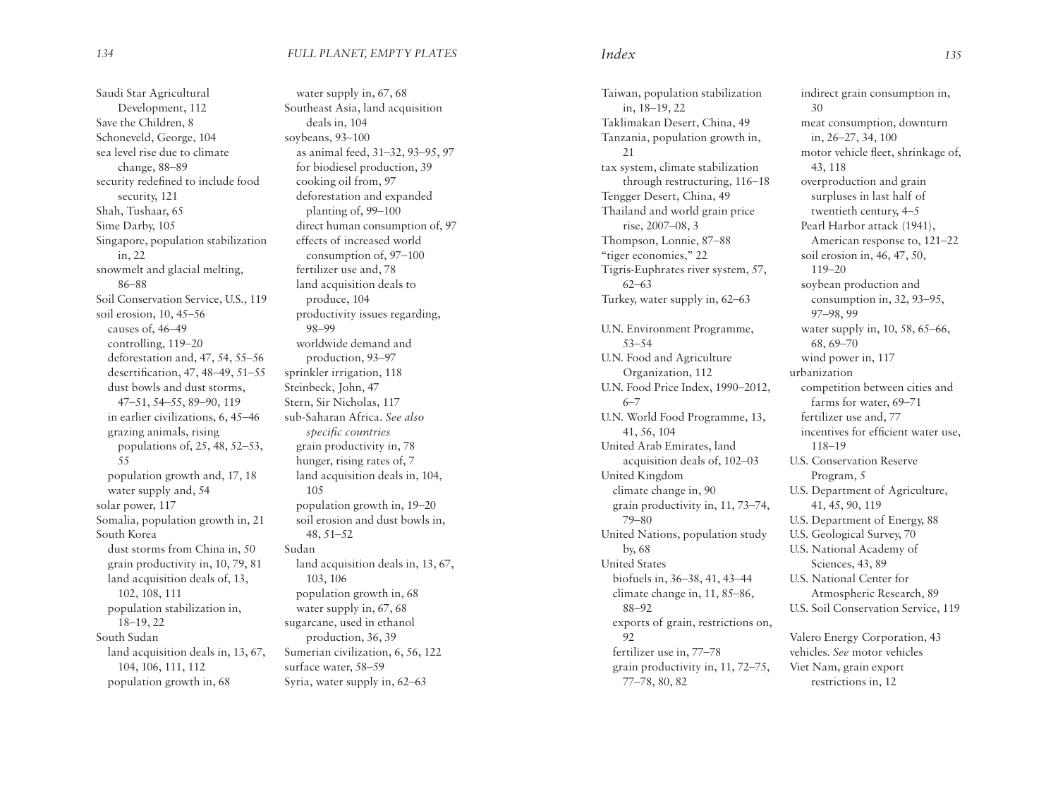Saudi Star Agricultural Development, 112
Save the Children, 8
Schoneveld, George, 104
sea level rise due to climate change, 88–89
security redefined to include food security, 121
Shah, Tushaar, 65
Sime Darby, 105
Singapore, population stabilization in, 22
snowmelt and glacial melting, 86–88
Soil Conservation Service, U.S., 119
soil erosion, 10, 45–56
- causes of, 46–49
- controlling, 119–20
- deforestation and, 47, 54, 55–56
- desertification, 47, 48–49, 51–55
- dust bowls and dust storms, 47–51, 54–55, 89–90, 119
- in earlier civilizations, 6, 45–46
- grazing animals, rising populations of, 25, 48, 52–53, 55
- population growth and, 17, 18
- water supply and, 54

solar power, 117
Somalia, population growth in, 21
South Korea
- dust storms from China in, 50
- grain productivity in, 10, 79, 81
- land acquisition deals of, 13, 102, 108, 111
- population stabilization in, 18–19, 22

South Sudan
- land acquisition deals in, 13, 67, 104, 106, 111, 112
- population growth in, 68
- water supply in, 67, 68

Southeast Asia, land acquisition deals in, 104
soybeans, 93–100
- as animal feed, 31–32, 93–95, 97
- for biodiesel production, 39
- cooking oil from, 97
- deforestation and expanded planting of, 99–100
- direct human consumption of, 97
- effects of increased world consumption of, 97–100
- fertilizer use and, 78
- land acquisition deals to produce, 104
- productivity issues regarding, 98–99
- worldwide demand and production, 93–97

sprinkler irrigation, 118
Steinbeck, John, 47
Stern, Sir Nicholas, 117
sub-Saharan Africa. *See also specific countries*
- grain productivity in, 78
- hunger, rising rates of, 7
- land acquisition deals in, 104, 105
- population growth in, 19–20
- soil erosion and dust bowls in, 48, 51–52

Sudan
- land acquisition deals in, 13, 67, 103, 106
- population growth in, 68
- water supply in, 67, 68

sugarcane, used in ethanol production, 36, 39
Sumerian civilization, 6, 56, 122
surface water, 58–59
Syria, water supply in, 62–63

Taiwan, population stabilization in, 18–19, 22
Taklimakan Desert, China, 49
Tanzania, population growth in, 21
tax system, climate stabilization through restructuring, 116–18
Tengger Desert, China, 49
Thailand and world grain price rise, 2007–08, 3
Thompson, Lonnie, 87–88
"tiger economies," 22
Tigris-Euphrates river system, 57, 62–63
Turkey, water supply in, 62–63

U.N. Environment Programme, 53–54
U.N. Food and Agriculture Organization, 112
U.N. Food Price Index, 1990–2012, 6–7
U.N. World Food Programme, 13, 41, 56, 104
United Arab Emirates, land acquisition deals of, 102–03
United Kingdom
- climate change in, 90
- grain productivity in, 11, 73–74, 79–80

United Nations, population study by, 68
United States
- biofuels in, 36–38, 41, 43–44
- climate change in, 11, 85–86, 88–92
- exports of grain, restrictions on, 92
- fertilizer use in, 77–78
- grain productivity in, 11, 72–75, 77–78, 80, 82
- indirect grain consumption in, 30
- meat consumption, downturn in, 26–27, 34, 100
- motor vehicle fleet, shrinkage of, 43, 118
- overproduction and grain surpluses in last half of twentieth century, 4–5
- Pearl Harbor attack (1941), American response to, 121–22
- soil erosion in, 46, 47, 50, 119–20
- soybean production and consumption in, 32, 93–95, 97–98, 99
- water supply in, 10, 58, 65–66, 68, 69–70
- wind power in, 117

urbanization
- competition between cities and farms for water, 69–71
- fertilizer use and, 77
- incentives for efficient water use, 118–19

U.S. Conservation Reserve Program, 5
U.S. Department of Agriculture, 41, 45, 90, 119
U.S. Department of Energy, 88
U.S. Geological Survey, 70
U.S. National Academy of Sciences, 43, 89
U.S. National Center for Atmospheric Research, 89
U.S. Soil Conservation Service, 119

Valero Energy Corporation, 43
vehicles. *See* motor vehicles
Viet Nam, grain export restrictions in, 12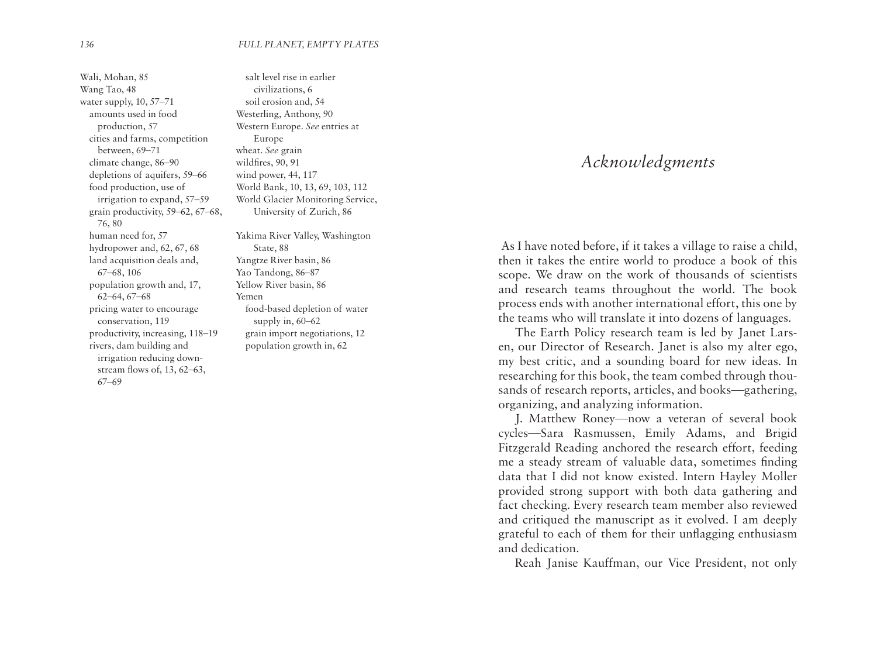Wali, Mohan, 85
Wang Tao, 48
water supply, 10, 57–71
  amounts used in food production, 57
  cities and farms, competition between, 69–71
  climate change, 86–90
  depletions of aquifers, 59–66
  food production, use of irrigation to expand, 57–59
  grain productivity, 59–62, 67–68, 76, 80
  human need for, 57
  hydropower and, 62, 67, 68
  land acquisition deals and, 67–68, 106
  population growth and, 17, 62–64, 67–68
  pricing water to encourage conservation, 119
  productivity, increasing, 118–19
  rivers, dam building and irrigation reducing downstream flows of, 13, 62–63, 67–69
  salt level rise in earlier civilizations, 6
  soil erosion and, 54
Westerling, Anthony, 90
Western Europe. *See* entries at Europe
wheat. *See* grain
wildfires, 90, 91
wind power, 44, 117
World Bank, 10, 13, 69, 103, 112
World Glacier Monitoring Service, University of Zurich, 86

Yakima River Valley, Washington State, 88
Yangtze River basin, 86
Yao Tandong, 86–87
Yellow River basin, 86
Yemen
  food-based depletion of water supply in, 60–62
  grain import negotiations, 12
  population growth in, 62

# *Acknowledgments*

As I have noted before, if it takes a village to raise a child, then it takes the entire world to produce a book of this scope. We draw on the work of thousands of scientists and research teams throughout the world. The book process ends with another international effort, this one by the teams who will translate it into dozens of languages.

The Earth Policy research team is led by Janet Larsen, our Director of Research. Janet is also my alter ego, my best critic, and a sounding board for new ideas. In researching for this book, the team combed through thousands of research reports, articles, and books—gathering, organizing, and analyzing information.

J. Matthew Roney—now a veteran of several book cycles—Sara Rasmussen, Emily Adams, and Brigid Fitzgerald Reading anchored the research effort, feeding me a steady stream of valuable data, sometimes finding data that I did not know existed. Intern Hayley Moller provided strong support with both data gathering and fact checking. Every research team member also reviewed and critiqued the manuscript as it evolved. I am deeply grateful to each of them for their unflagging enthusiasm and dedication.

Reah Janise Kauffman, our Vice President, not only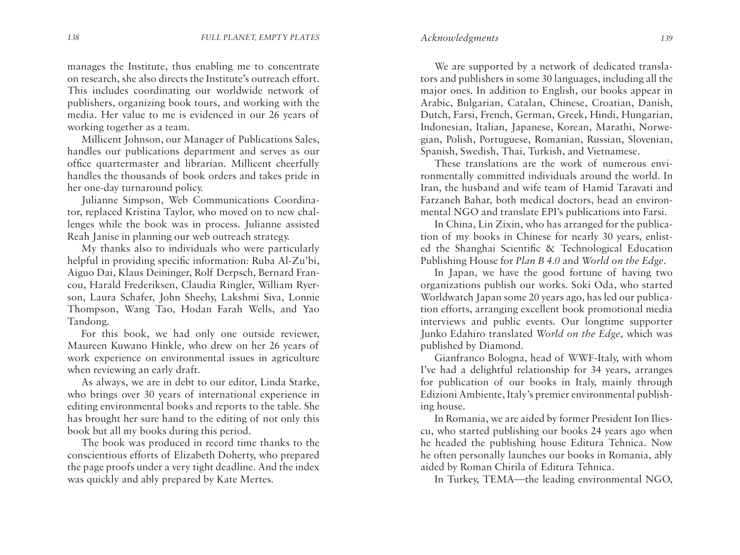manages the Institute, thus enabling me to concentrate on research, she also directs the Institute's outreach effort. This includes coordinating our worldwide network of publishers, organizing book tours, and working with the media. Her value to me is evidenced in our 26 years of working together as a team.

Millicent Johnson, our Manager of Publications Sales, handles our publications department and serves as our office quartermaster and librarian. Millicent cheerfully handles the thousands of book orders and takes pride in her one-day turnaround policy.

Julianne Simpson, Web Communications Coordinator, replaced Kristina Taylor, who moved on to new challenges while the book was in process. Julianne assisted Reah Janise in planning our web outreach strategy.

My thanks also to individuals who were particularly helpful in providing specific information: Ruba Al-Zu'bi, Aiguo Dai, Klaus Deininger, Rolf Derpsch, Bernard Francou, Harald Frederiksen, Claudia Ringler, William Ryerson, Laura Schafer, John Sheehy, Lakshmi Siva, Lonnie Thompson, Wang Tao, Hodan Farah Wells, and Yao Tandong.

For this book, we had only one outside reviewer, Maureen Kuwano Hinkle, who drew on her 26 years of work experience on environmental issues in agriculture when reviewing an early draft.

As always, we are in debt to our editor, Linda Starke, who brings over 30 years of international experience in editing environmental books and reports to the table. She has brought her sure hand to the editing of not only this book but all my books during this period.

The book was produced in record time thanks to the conscientious efforts of Elizabeth Doherty, who prepared the page proofs under a very tight deadline. And the index was quickly and ably prepared by Kate Mertes.

We are supported by a network of dedicated translators and publishers in some 30 languages, including all the major ones. In addition to English, our books appear in Arabic, Bulgarian, Catalan, Chinese, Croatian, Danish, Dutch, Farsi, French, German, Greek, Hindi, Hungarian, Indonesian, Italian, Japanese, Korean, Marathi, Norwegian, Polish, Portuguese, Romanian, Russian, Slovenian, Spanish, Swedish, Thai, Turkish, and Vietnamese.

These translations are the work of numerous environmentally committed individuals around the world. In Iran, the husband and wife team of Hamid Taravati and Farzaneh Bahar, both medical doctors, head an environmental NGO and translate EPI's publications into Farsi.

In China, Lin Zixin, who has arranged for the publication of my books in Chinese for nearly 30 years, enlisted the Shanghai Scientific & Technological Education Publishing House for *Plan B 4.0* and *World on the Edge*.

In Japan, we have the good fortune of having two organizations publish our works. Soki Oda, who started Worldwatch Japan some 20 years ago, has led our publication efforts, arranging excellent book promotional media interviews and public events. Our longtime supporter Junko Edahiro translated *World on the Edge*, which was published by Diamond.

Gianfranco Bologna, head of WWF-Italy, with whom I've had a delightful relationship for 34 years, arranges for publication of our books in Italy, mainly through Edizioni Ambiente, Italy's premier environmental publishing house.

In Romania, we are aided by former President Ion Iliescu, who started publishing our books 24 years ago when he headed the publishing house Editura Tehnica. Now he often personally launches our books in Romania, ably aided by Roman Chirila of Editura Tehnica.

In Turkey, TEMA—the leading environmental NGO,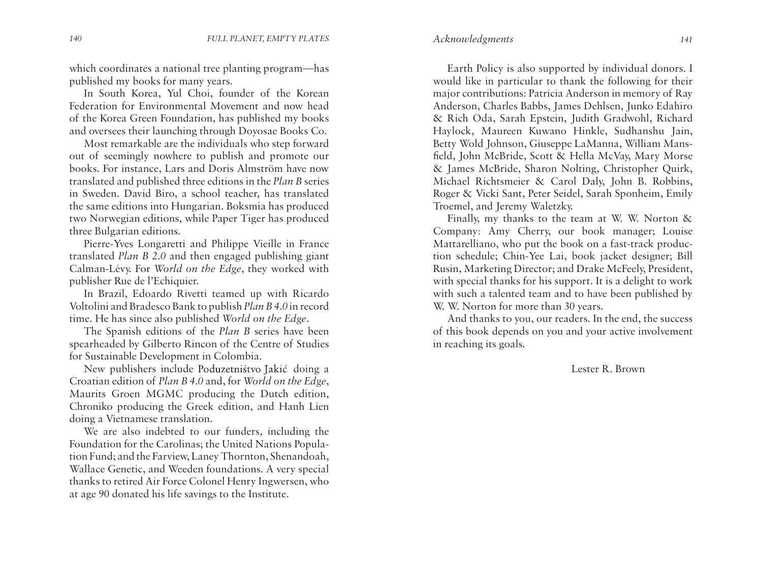which coordinates a national tree planting program—has published my books for many years.

In South Korea, Yul Choi, founder of the Korean Federation for Environmental Movement and now head of the Korea Green Foundation, has published my books and oversees their launching through Doyosae Books Co.

Most remarkable are the individuals who step forward out of seemingly nowhere to publish and promote our books. For instance, Lars and Doris Almström have now translated and published three editions in the *Plan B* series in Sweden. David Biro, a school teacher, has translated the same editions into Hungarian. Boksmia has produced two Norwegian editions, while Paper Tiger has produced three Bulgarian editions.

Pierre-Yves Longaretti and Philippe Vieille in France translated *Plan B 2.0* and then engaged publishing giant Calman-Lévy. For *World on the Edge*, they worked with publisher Rue de l'Echiquier.

In Brazil, Edoardo Rivetti teamed up with Ricardo Voltolini and Bradesco Bank to publish *Plan B 4.0* in record time. He has since also published *World on the Edge*.

The Spanish editions of the *Plan B* series have been spearheaded by Gilberto Rincon of the Centre of Studies for Sustainable Development in Colombia.

New publishers include Poduzetništvo Jakić doing a Croatian edition of *Plan B 4.0* and, for *World on the Edge*, Maurits Groen MGMC producing the Dutch edition, Chroniko producing the Greek edition, and Hanh Lien doing a Vietnamese translation.

We are also indebted to our funders, including the Foundation for the Carolinas; the United Nations Population Fund; and the Farview, Laney Thornton, Shenandoah, Wallace Genetic, and Weeden foundations. A very special thanks to retired Air Force Colonel Henry Ingwersen, who at age 90 donated his life savings to the Institute.

Earth Policy is also supported by individual donors. I would like in particular to thank the following for their major contributions: Patricia Anderson in memory of Ray Anderson, Charles Babbs, James Dehlsen, Junko Edahiro & Rich Oda, Sarah Epstein, Judith Gradwohl, Richard Haylock, Maureen Kuwano Hinkle, Sudhanshu Jain, Betty Wold Johnson, Giuseppe LaManna, William Mansfield, John McBride, Scott & Hella McVay, Mary Morse & James McBride, Sharon Nolting, Christopher Quirk, Michael Richtsmeier & Carol Daly, John B. Robbins, Roger & Vicki Sant, Peter Seidel, Sarah Sponheim, Emily Troemel, and Jeremy Waletzky.

Finally, my thanks to the team at W. W. Norton & Company: Amy Cherry, our book manager; Louise Mattarelliano, who put the book on a fast-track production schedule; Chin-Yee Lai, book jacket designer; Bill Rusin, Marketing Director; and Drake McFeely, President, with special thanks for his support. It is a delight to work with such a talented team and to have been published by W. W. Norton for more than 30 years.

And thanks to you, our readers. In the end, the success of this book depends on you and your active involvement in reaching its goals.

Lester R. Brown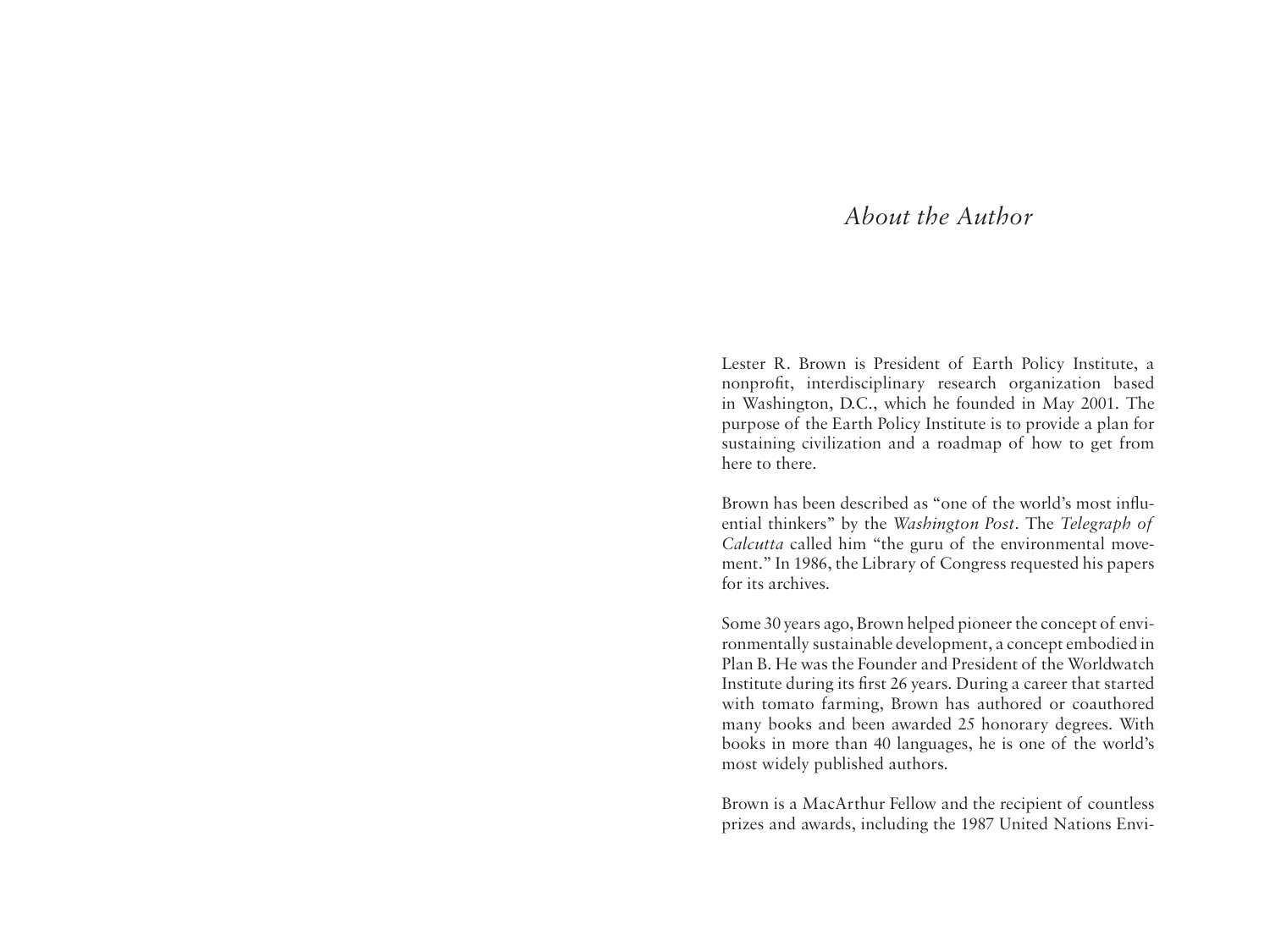# *About the Author*

Lester R. Brown is President of Earth Policy Institute, a nonprofit, interdisciplinary research organization based in Washington, D.C., which he founded in May 2001. The purpose of the Earth Policy Institute is to provide a plan for sustaining civilization and a roadmap of how to get from here to there.

Brown has been described as "one of the world's most influential thinkers" by the *Washington Post*. The *Telegraph of Calcutta* called him "the guru of the environmental movement." In 1986, the Library of Congress requested his papers for its archives.

Some 30 years ago, Brown helped pioneer the concept of environmentally sustainable development, a concept embodied in Plan B. He was the Founder and President of the Worldwatch Institute during its first 26 years. During a career that started with tomato farming, Brown has authored or coauthored many books and been awarded 25 honorary degrees. With books in more than 40 languages, he is one of the world's most widely published authors.

Brown is a MacArthur Fellow and the recipient of countless prizes and awards, including the 1987 United Nations Envi-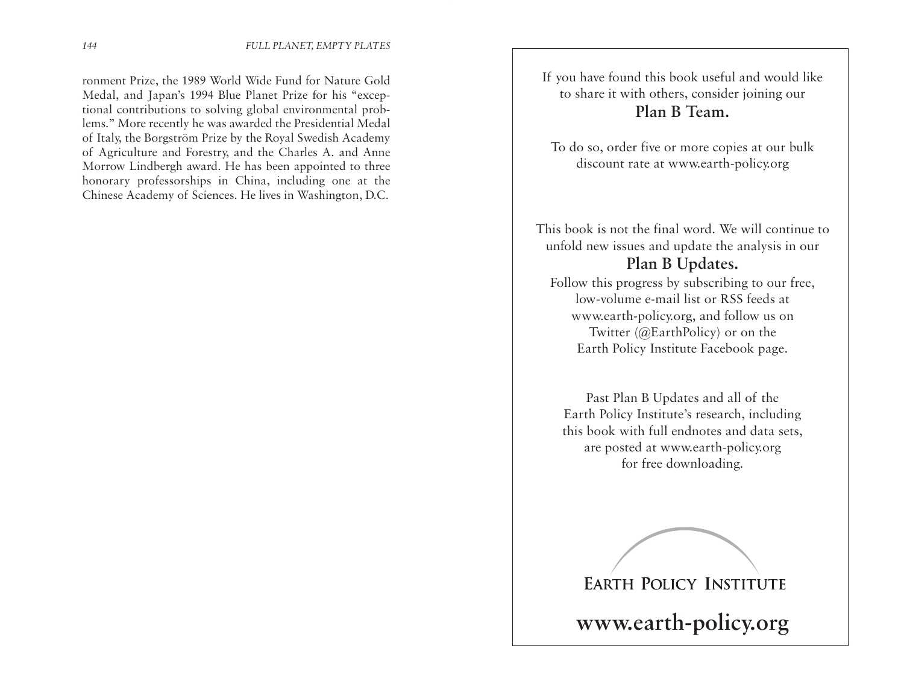ronment Prize, the 1989 World Wide Fund for Nature Gold Medal, and Japan's 1994 Blue Planet Prize for his "exceptional contributions to solving global environmental problems." More recently he was awarded the Presidential Medal of Italy, the Borgström Prize by the Royal Swedish Academy of Agriculture and Forestry, and the Charles A. and Anne Morrow Lindbergh award. He has been appointed to three honorary professorships in China, including one at the Chinese Academy of Sciences. He lives in Washington, D.C.

If you have found this book useful and would like to share it with others, consider joining our

**Plan B Team.**

To do so, order five or more copies at our bulk discount rate at www.earth-policy.org

This book is not the final word. We will continue to unfold new issues and update the analysis in our

**Plan B Updates.**

Follow this progress by subscribing to our free, low-volume e-mail list or RSS feeds at www.earth-policy.org, and follow us on Twitter (@EarthPolicy) or on the Earth Policy Institute Facebook page.

Past Plan B Updates and all of the Earth Policy Institute's research, including this book with full endnotes and data sets, are posted at www.earth-policy.org for free downloading.

EARTH POLICY INSTITUTE

**www.earth-policy.org**